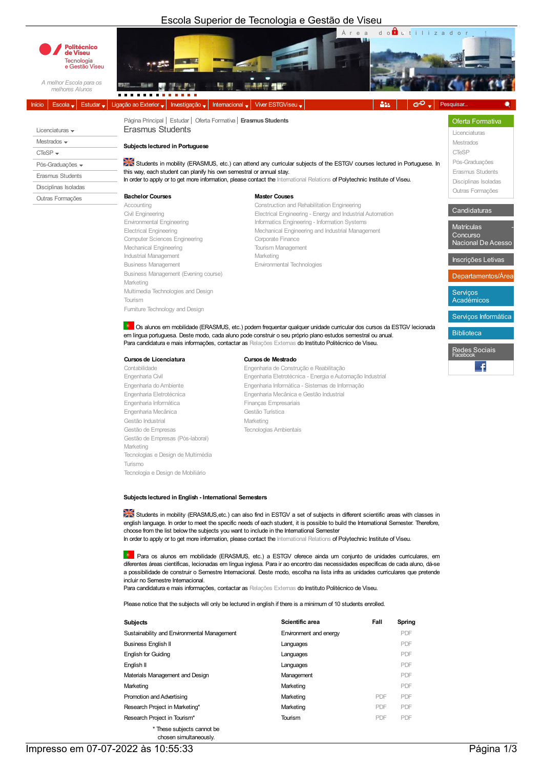# Escola Superior de Tecnologia e Gestão de Viseu

Página Principal | Estudar | Oferta Formativa | **Erasmus Students**

## Erasmus Students

**Subjects lectured in Portuguese**

Students in mobility (ERASMUS, etc.) can attend any curricular subjects of the ESTGV courses lectured in Portuguese. In this way, each student can planify his own semestral or annual stay.
In order to apply or to get more information, please contact the International Relations of Polytechnic Institute of Viseu.

**Bachelor Courses**

- Accounting
- Civil Engineering
- Environmental Engineering
- Electrical Engineering
- Computer Sciences Engineering
- Mechanical Engineering
- Industrial Management
- Business Management
- Business Management (Evening course)
- Marketing
- Multimedia Technologies and Design
- Tourism
- Furniture Technology and Design

**Master Couses**

- Construction and Rehabilitation Engineering
- Electrical Engineering - Energy and Industrial Automation
- Informatics Engineering - Information Systems
- Mechanical Engineering and Industrial Management
- Corporate Finance
- Tourism Management
- Marketing
- Environmental Technologies

Os alunos em mobilidade (ERASMUS, etc.) podem frequentar qualquer unidade curricular dos cursos da ESTGV lecionada em língua portuguesa. Deste modo, cada aluno pode construir o seu próprio plano estudos semestral ou anual.
Para candidatura e mais informações, contactar as Relações Externas do Instituto Politécnico de Viseu.

**Cursos de Licenciatura**

- Contabilidade
- Engenharia Civil
- Engenharia do Ambiente
- Engenharia Eletrotécnica
- Engenharia Informática
- Engenharia Mecânica
- Gestão Industrial
- Gestão de Empresas
- Gestão de Empresas (Pós-laboral)
- Marketing
- Tecnologias e Design de Multimédia
- Turismo
- Tecnologia e Design de Mobiliário

**Cursos de Mestrado**

- Engenharia de Construção e Reabilitação
- Engenharia Eletrotécnica - Energia e Automação Industrial
- Engenharia Informática - Sistemas de Informação
- Engenharia Mecânica e Gestão Industrial
- Finanças Empresariais
- Gestão Turística
- Marketing
- Tecnologias Ambientais

**Subjects lectured in English - International Semesters**

Students in mobility (ERASMUS,etc.) can also find in ESTGV a set of subjects in different scientific areas with classes in english language. In order to meet the specific needs of each student, it is possible to build the International Semester. Therefore, choose from the list below the subjects you want to include in the International Semester
In order to apply or to get more information, please contact the International Relations of Polytechnic Institute of Viseu.

Para os alunos em mobilidade (ERASMUS, etc.) a ESTGV oferece ainda um conjunto de unidades curriculares, em diferentes áreas científicas, lecionadas em língua inglesa. Para ir ao encontro das necessidades específicas de cada aluno, dá-se a possibilidade de construir o Semestre Internacional. Deste modo, escolha na lista infra as unidades curriculares que pretende incluir no Semestre Internacional.
Para candidatura e mais informações, contactar as Relações Externas do Instituto Politécnico de Viseu.

Please notice that the subjects will only be lectured in english if there is a minimum of 10 students enrolled.

| Subjects | Scientific area | Fall | Spring |
|---|---|---|---|
| Sustainability and Environmental Management | Environment and energy | | PDF |
| Business English II | Languages | | PDF |
| English for Guiding | Languages | | PDF |
| English II | Languages | | PDF |
| Materials Management and Design | Management | | PDF |
| Marketing | Marketing | | PDF |
| Promotion and Advertising | Marketing | PDF | PDF |
| Research Project in Marketing* | Marketing | PDF | PDF |
| Research Project in Tourism* | Tourism | PDF | PDF |

\* These subjects cannot be chosen simultaneously.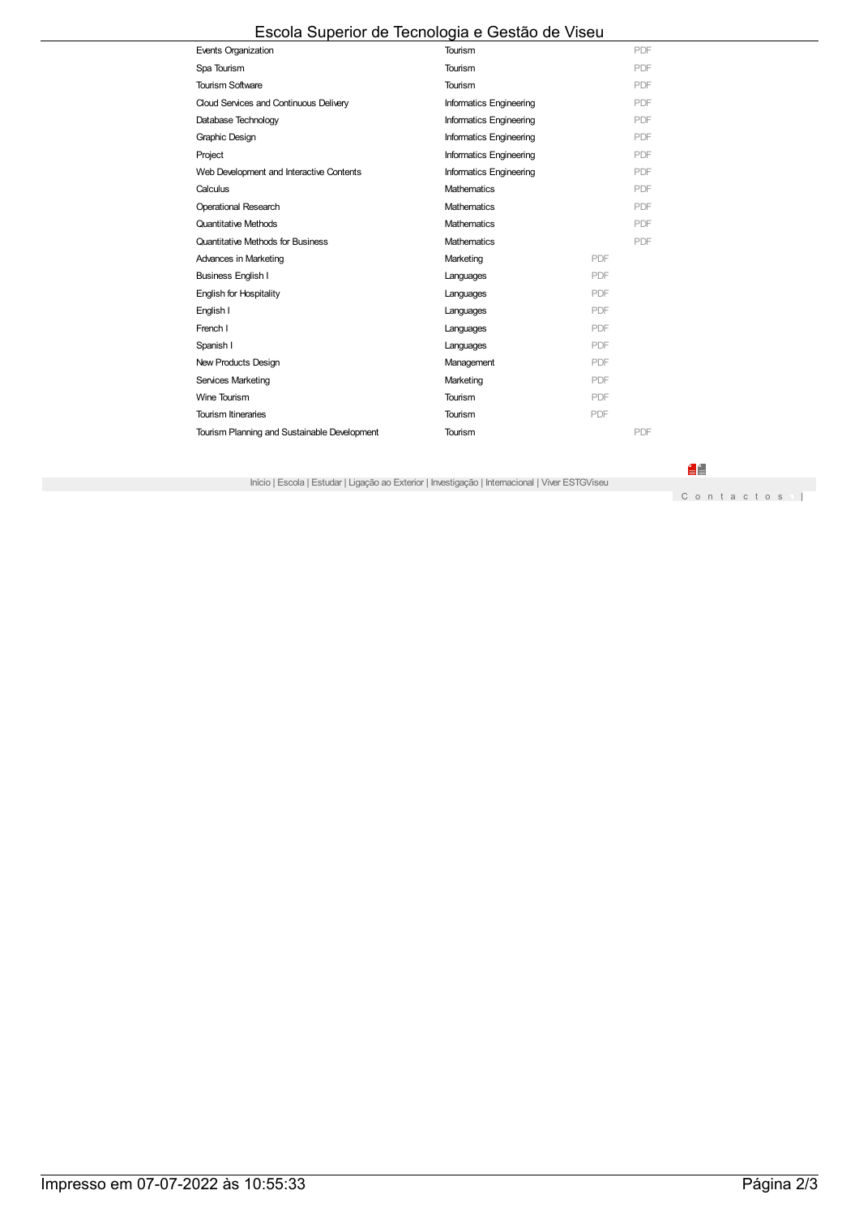| | | | |
|---|---|---|---|
| Events Organization | Tourism | | PDF |
| Spa Tourism | Tourism | | PDF |
| Tourism Software | Tourism | | PDF |
| Cloud Services and Continuous Delivery | Informatics Engineering | | PDF |
| Database Technology | Informatics Engineering | | PDF |
| Graphic Design | Informatics Engineering | | PDF |
| Project | Informatics Engineering | | PDF |
| Web Development and Interactive Contents | Informatics Engineering | | PDF |
| Calculus | Mathematics | | PDF |
| Operational Research | Mathematics | | PDF |
| Quantitative Methods | Mathematics | | PDF |
| Quantitative Methods for Business | Mathematics | | PDF |
| Advances in Marketing | Marketing | PDF | |
| Business English I | Languages | PDF | |
| English for Hospitality | Languages | PDF | |
| English I | Languages | PDF | |
| French I | Languages | PDF | |
| Spanish I | Languages | PDF | |
| New Products Design | Management | PDF | |
| Services Marketing | Marketing | PDF | |
| Wine Tourism | Tourism | PDF | |
| Tourism Itineraries | Tourism | PDF | |
| Tourism Planning and Sustainable Development | Tourism | | PDF |

Início | Escola | Estudar | Ligação ao Exterior | Investigação | Internacional | Viver ESTGViseu

Contactos |